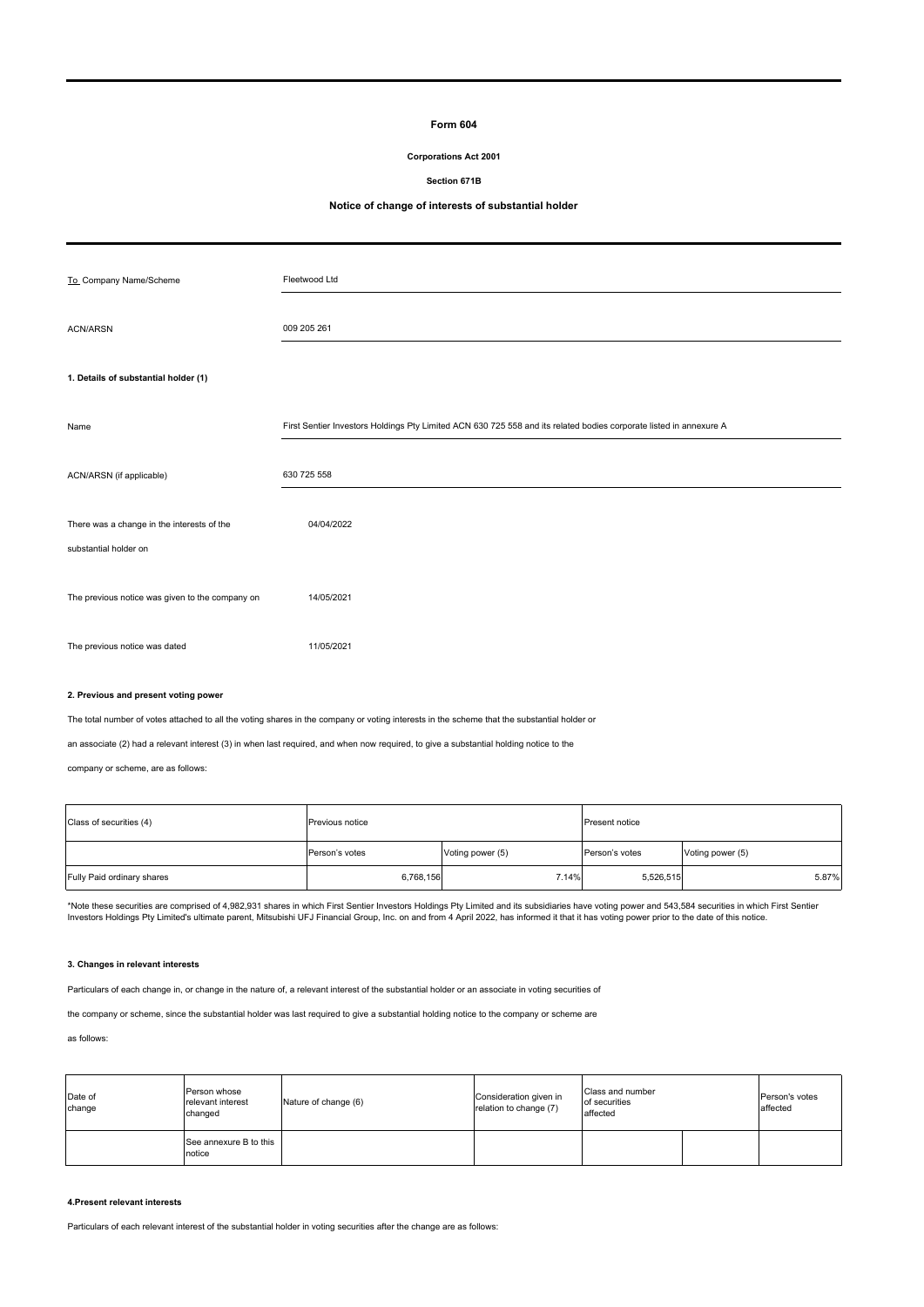# Form 604

**Corporations Act 2001**

**Section 671B**

**Notice of change of interests of substantial holder**

| | |
|---|---|
| To Company Name/Scheme | Fleetwood Ltd |
| ACN/ARSN | 009 205 261 |

**1. Details of substantial holder (1)**

| | |
|---|---|
| Name | First Sentier Investors Holdings Pty Limited ACN 630 725 558 and its related bodies corporate listed in annexure A |
| ACN/ARSN (if applicable) | 630 725 558 |
| There was a change in the interests of the substantial holder on | 04/04/2022 |
| The previous notice was given to the company on | 14/05/2021 |
| The previous notice was dated | 11/05/2021 |

**2. Previous and present voting power**

The total number of votes attached to all the voting shares in the company or voting interests in the scheme that the substantial holder or an associate (2) had a relevant interest (3) in when last required, and when now required, to give a substantial holding notice to the company or scheme, are as follows:

| Class of securities (4) | Previous notice | | Present notice | |
|---|---|---|---|---|
| | Person's votes | Voting power (5) | Person's votes | Voting power (5) |
| Fully Paid ordinary shares | 6,768,156 | 7.14% | 5,526,515 | 5.87% |

*Note these securities are comprised of 4,982,931 shares in which First Sentier Investors Holdings Pty Limited and its subsidiaries have voting power and 543,584 securities in which First Sentier Investors Holdings Pty Limited's ultimate parent, Mitsubishi UFJ Financial Group, Inc. on and from 4 April 2022, has informed it that it has voting power prior to the date of this notice.

**3. Changes in relevant interests**

Particulars of each change in, or change in the nature of, a relevant interest of the substantial holder or an associate in voting securities of the company or scheme, since the substantial holder was last required to give a substantial holding notice to the company or scheme are as follows:

| Date of change | Person whose relevant interest changed | Nature of change (6) | Consideration given in relation to change (7) | Class and number of securities affected | | Person's votes affected |
|---|---|---|---|---|---|---|
| | See annexure B to this notice | | | | | |

**4.Present relevant interests**

Particulars of each relevant interest of the substantial holder in voting securities after the change are as follows: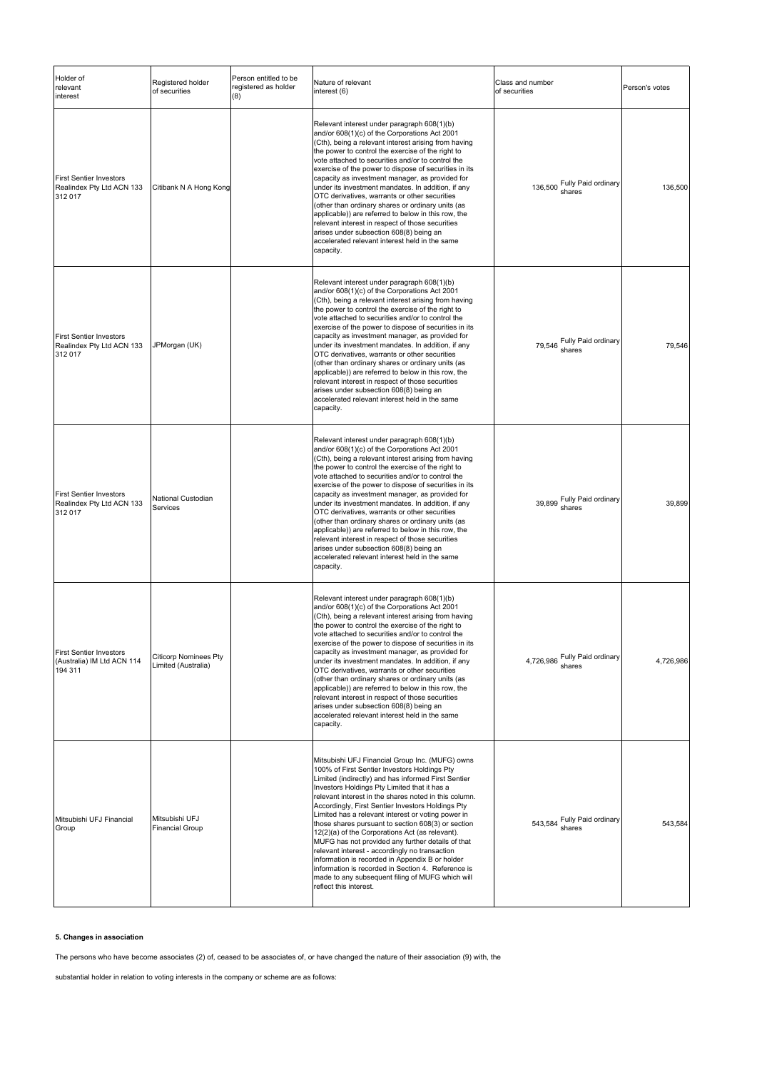| Holder of relevant interest | Registered holder of securities | Person entitled to be registered as holder (8) | Nature of relevant interest (6) | Class and number of securities | Person's votes |
|---|---|---|---|---|---|
| First Sentier Investors Realindex Pty Ltd ACN 133 312 017 | Citibank N A Hong Kong | | Relevant interest under paragraph 608(1)(b) and/or 608(1)(c) of the Corporations Act 2001 (Cth), being a relevant interest arising from having the power to control the exercise of the right to vote attached to securities and/or to control the exercise of the power to dispose of securities in its capacity as investment manager, as provided for under its investment mandates. In addition, if any OTC derivatives, warrants or other securities (other than ordinary shares or ordinary units (as applicable)) are referred to below in this row, the relevant interest in respect of those securities arises under subsection 608(8) being an accelerated relevant interest held in the same capacity. | 136,500 Fully Paid ordinary shares | 136,500 |
| First Sentier Investors Realindex Pty Ltd ACN 133 312 017 | JPMorgan (UK) | | Relevant interest under paragraph 608(1)(b) and/or 608(1)(c) of the Corporations Act 2001 (Cth), being a relevant interest arising from having the power to control the exercise of the right to vote attached to securities and/or to control the exercise of the power to dispose of securities in its capacity as investment manager, as provided for under its investment mandates. In addition, if any OTC derivatives, warrants or other securities (other than ordinary shares or ordinary units (as applicable)) are referred to below in this row, the relevant interest in respect of those securities arises under subsection 608(8) being an accelerated relevant interest held in the same capacity. | 79,546 Fully Paid ordinary shares | 79,546 |
| First Sentier Investors Realindex Pty Ltd ACN 133 312 017 | National Custodian Services | | Relevant interest under paragraph 608(1)(b) and/or 608(1)(c) of the Corporations Act 2001 (Cth), being a relevant interest arising from having the power to control the exercise of the right to vote attached to securities and/or to control the exercise of the power to dispose of securities in its capacity as investment manager, as provided for under its investment mandates. In addition, if any OTC derivatives, warrants or other securities (other than ordinary shares or ordinary units (as applicable)) are referred to below in this row, the relevant interest in respect of those securities arises under subsection 608(8) being an accelerated relevant interest held in the same capacity. | 39,899 Fully Paid ordinary shares | 39,899 |
| First Sentier Investors (Australia) IM Ltd ACN 114 194 311 | Citicorp Nominees Pty Limited (Australia) | | Relevant interest under paragraph 608(1)(b) and/or 608(1)(c) of the Corporations Act 2001 (Cth), being a relevant interest arising from having the power to control the exercise of the right to vote attached to securities and/or to control the exercise of the power to dispose of securities in its capacity as investment manager, as provided for under its investment mandates. In addition, if any OTC derivatives, warrants or other securities (other than ordinary shares or ordinary units (as applicable)) are referred to below in this row, the relevant interest in respect of those securities arises under subsection 608(8) being an accelerated relevant interest held in the same capacity. | 4,726,986 Fully Paid ordinary shares | 4,726,986 |
| Mitsubishi UFJ Financial Group | Mitsubishi UFJ Financial Group | | Mitsubishi UFJ Financial Group Inc. (MUFG) owns 100% of First Sentier Investors Holdings Pty Limited (indirectly) and has informed First Sentier Investors Holdings Pty Limited that it has a relevant interest in the shares noted in this column. Accordingly, First Sentier Investors Holdings Pty Limited has a relevant interest or voting power in those shares pursuant to section 608(3) or section 12(2)(a) of the Corporations Act (as relevant). MUFG has not provided any further details of that relevant interest - accordingly no transaction information is recorded in Appendix B or holder information is recorded in Section 4. Reference is made to any subsequent filing of MUFG which will reflect this interest. | 543,584 Fully Paid ordinary shares | 543,584 |

**5. Changes in association**

The persons who have become associates (2) of, ceased to be associates of, or have changed the nature of their association (9) with, the

substantial holder in relation to voting interests in the company or scheme are as follows: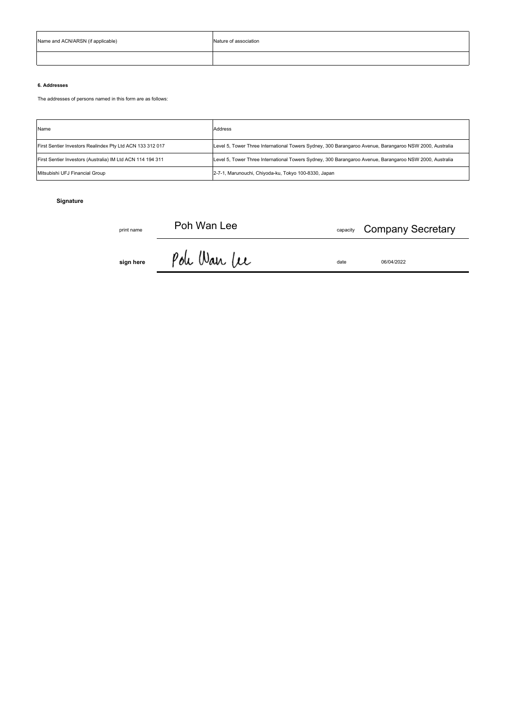| Name and ACN/ARSN (if applicable) | Nature of association |
|---|---|
| | |

**6. Addresses**

The addresses of persons named in this form are as follows:

| Name | Address |
|---|---|
| First Sentier Investors Realindex Pty Ltd ACN 133 312 017 | Level 5, Tower Three International Towers Sydney, 300 Barangaroo Avenue, Barangaroo NSW 2000, Australia |
| First Sentier Investors (Australia) IM Ltd ACN 114 194 311 | Level 5, Tower Three International Towers Sydney, 300 Barangaroo Avenue, Barangaroo NSW 2000, Australia |
| Mitsubishi UFJ Financial Group | 2-7-1, Marunouchi, Chiyoda-ku, Tokyo 100-8330, Japan |

**Signature**

| | | | |
|---|---|---|---|
| print name | Poh Wan Lee | capacity | Company Secretary |
| **sign here** | Poh Wan Lee | date | 06/04/2022 |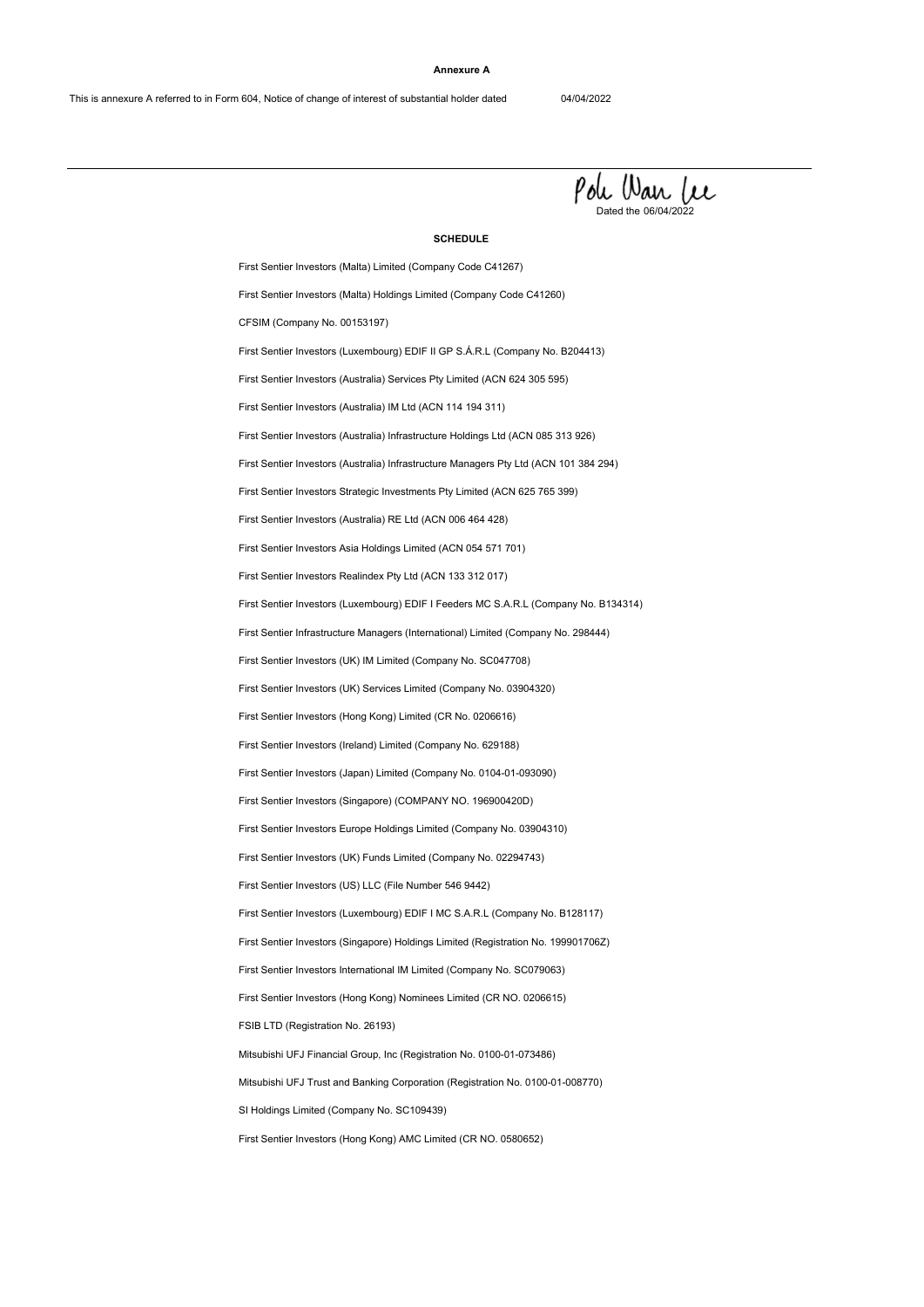**Annexure A**

This is annexure A referred to in Form 604, Notice of change of interest of substantial holder dated 04/04/2022

---

Poh Wan Lee

Dated the 06/04/2022

**SCHEDULE**

First Sentier Investors (Malta) Limited (Company Code C41267)

First Sentier Investors (Malta) Holdings Limited (Company Code C41260)

CFSIM (Company No. 00153197)

First Sentier Investors (Luxembourg) EDIF II GP S.Á.R.L (Company No. B204413)

First Sentier Investors (Australia) Services Pty Limited (ACN 624 305 595)

First Sentier Investors (Australia) IM Ltd (ACN 114 194 311)

First Sentier Investors (Australia) Infrastructure Holdings Ltd (ACN 085 313 926)

First Sentier Investors (Australia) Infrastructure Managers Pty Ltd (ACN 101 384 294)

First Sentier Investors Strategic Investments Pty Limited (ACN 625 765 399)

First Sentier Investors (Australia) RE Ltd (ACN 006 464 428)

First Sentier Investors Asia Holdings Limited (ACN 054 571 701)

First Sentier Investors Realindex Pty Ltd (ACN 133 312 017)

First Sentier Investors (Luxembourg) EDIF I Feeders MC S.A.R.L (Company No. B134314)

First Sentier Infrastructure Managers (International) Limited (Company No. 298444)

First Sentier Investors (UK) IM Limited (Company No. SC047708)

First Sentier Investors (UK) Services Limited (Company No. 03904320)

First Sentier Investors (Hong Kong) Limited (CR No. 0206616)

First Sentier Investors (Ireland) Limited (Company No. 629188)

First Sentier Investors (Japan) Limited (Company No. 0104-01-093090)

First Sentier Investors (Singapore) (COMPANY NO. 196900420D)

First Sentier Investors Europe Holdings Limited (Company No. 03904310)

First Sentier Investors (UK) Funds Limited (Company No. 02294743)

First Sentier Investors (US) LLC (File Number 546 9442)

First Sentier Investors (Luxembourg) EDIF I MC S.A.R.L (Company No. B128117)

First Sentier Investors (Singapore) Holdings Limited (Registration No. 199901706Z)

First Sentier Investors International IM Limited (Company No. SC079063)

First Sentier Investors (Hong Kong) Nominees Limited (CR NO. 0206615)

FSIB LTD (Registration No. 26193)

Mitsubishi UFJ Financial Group, Inc (Registration No. 0100-01-073486)

Mitsubishi UFJ Trust and Banking Corporation (Registration No. 0100-01-008770)

SI Holdings Limited (Company No. SC109439)

First Sentier Investors (Hong Kong) AMC Limited (CR NO. 0580652)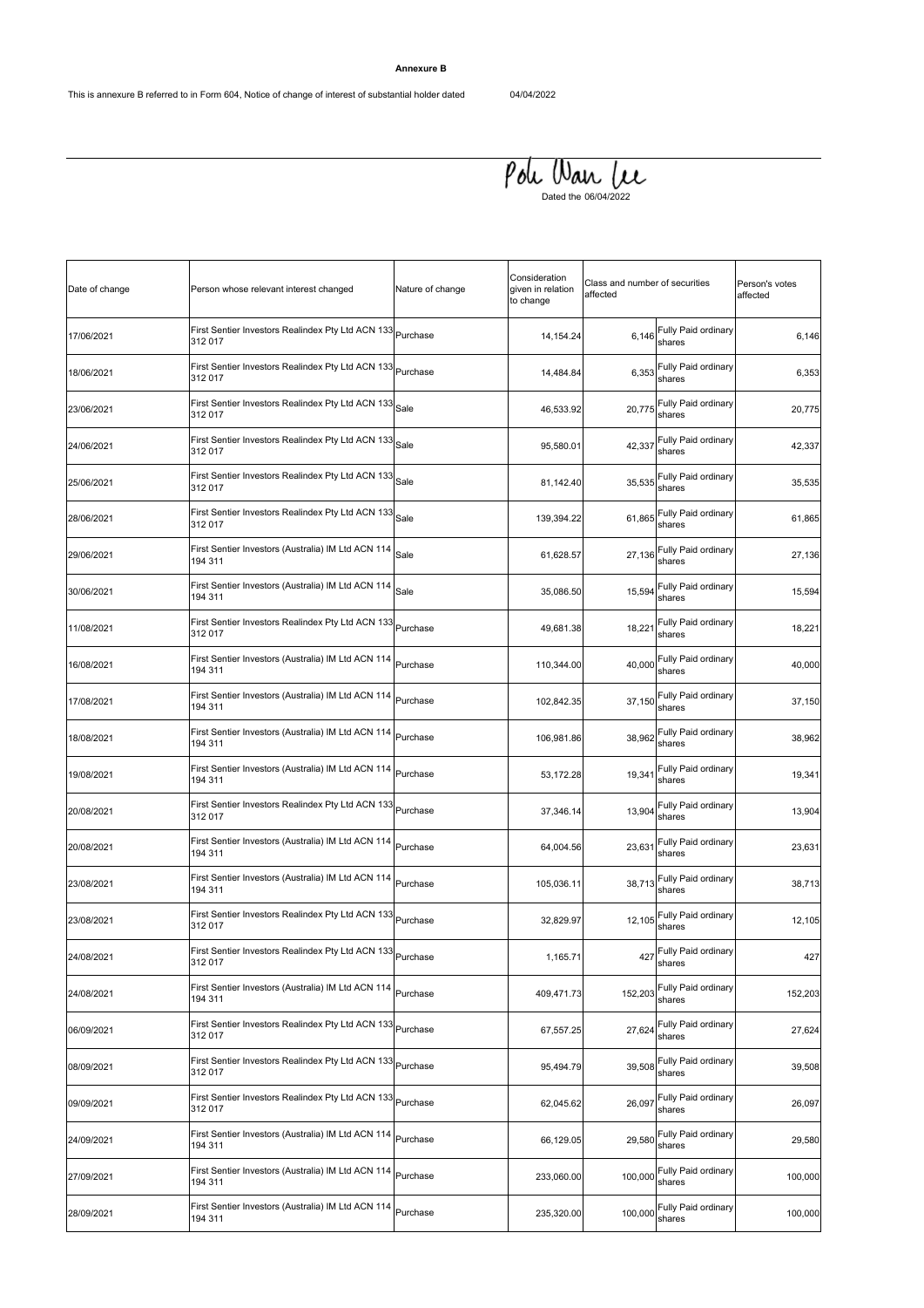**Annexure B**

This is annexure B referred to in Form 604, Notice of change of interest of substantial holder dated 04/04/2022

Poh Wan Lee

Dated the 06/04/2022

| Date of change | Person whose relevant interest changed | Nature of change | Consideration given in relation to change | Class and number of securities affected | | Person's votes affected |
|---|---|---|---|---|---|---|
| 17/06/2021 | First Sentier Investors Realindex Pty Ltd ACN 133 312 017 | Purchase | 14,154.24 | 6,146 | Fully Paid ordinary shares | 6,146 |
| 18/06/2021 | First Sentier Investors Realindex Pty Ltd ACN 133 312 017 | Purchase | 14,484.84 | 6,353 | Fully Paid ordinary shares | 6,353 |
| 23/06/2021 | First Sentier Investors Realindex Pty Ltd ACN 133 312 017 | Sale | 46,533.92 | 20,775 | Fully Paid ordinary shares | 20,775 |
| 24/06/2021 | First Sentier Investors Realindex Pty Ltd ACN 133 312 017 | Sale | 95,580.01 | 42,337 | Fully Paid ordinary shares | 42,337 |
| 25/06/2021 | First Sentier Investors Realindex Pty Ltd ACN 133 312 017 | Sale | 81,142.40 | 35,535 | Fully Paid ordinary shares | 35,535 |
| 28/06/2021 | First Sentier Investors Realindex Pty Ltd ACN 133 312 017 | Sale | 139,394.22 | 61,865 | Fully Paid ordinary shares | 61,865 |
| 29/06/2021 | First Sentier Investors (Australia) IM Ltd ACN 114 194 311 | Sale | 61,628.57 | 27,136 | Fully Paid ordinary shares | 27,136 |
| 30/06/2021 | First Sentier Investors (Australia) IM Ltd ACN 114 194 311 | Sale | 35,086.50 | 15,594 | Fully Paid ordinary shares | 15,594 |
| 11/08/2021 | First Sentier Investors Realindex Pty Ltd ACN 133 312 017 | Purchase | 49,681.38 | 18,221 | Fully Paid ordinary shares | 18,221 |
| 16/08/2021 | First Sentier Investors (Australia) IM Ltd ACN 114 194 311 | Purchase | 110,344.00 | 40,000 | Fully Paid ordinary shares | 40,000 |
| 17/08/2021 | First Sentier Investors (Australia) IM Ltd ACN 114 194 311 | Purchase | 102,842.35 | 37,150 | Fully Paid ordinary shares | 37,150 |
| 18/08/2021 | First Sentier Investors (Australia) IM Ltd ACN 114 194 311 | Purchase | 106,981.86 | 38,962 | Fully Paid ordinary shares | 38,962 |
| 19/08/2021 | First Sentier Investors (Australia) IM Ltd ACN 114 194 311 | Purchase | 53,172.28 | 19,341 | Fully Paid ordinary shares | 19,341 |
| 20/08/2021 | First Sentier Investors Realindex Pty Ltd ACN 133 312 017 | Purchase | 37,346.14 | 13,904 | Fully Paid ordinary shares | 13,904 |
| 20/08/2021 | First Sentier Investors (Australia) IM Ltd ACN 114 194 311 | Purchase | 64,004.56 | 23,631 | Fully Paid ordinary shares | 23,631 |
| 23/08/2021 | First Sentier Investors (Australia) IM Ltd ACN 114 194 311 | Purchase | 105,036.11 | 38,713 | Fully Paid ordinary shares | 38,713 |
| 23/08/2021 | First Sentier Investors Realindex Pty Ltd ACN 133 312 017 | Purchase | 32,829.97 | 12,105 | Fully Paid ordinary shares | 12,105 |
| 24/08/2021 | First Sentier Investors Realindex Pty Ltd ACN 133 312 017 | Purchase | 1,165.71 | 427 | Fully Paid ordinary shares | 427 |
| 24/08/2021 | First Sentier Investors (Australia) IM Ltd ACN 114 194 311 | Purchase | 409,471.73 | 152,203 | Fully Paid ordinary shares | 152,203 |
| 06/09/2021 | First Sentier Investors Realindex Pty Ltd ACN 133 312 017 | Purchase | 67,557.25 | 27,624 | Fully Paid ordinary shares | 27,624 |
| 08/09/2021 | First Sentier Investors Realindex Pty Ltd ACN 133 312 017 | Purchase | 95,494.79 | 39,508 | Fully Paid ordinary shares | 39,508 |
| 09/09/2021 | First Sentier Investors Realindex Pty Ltd ACN 133 312 017 | Purchase | 62,045.62 | 26,097 | Fully Paid ordinary shares | 26,097 |
| 24/09/2021 | First Sentier Investors (Australia) IM Ltd ACN 114 194 311 | Purchase | 66,129.05 | 29,580 | Fully Paid ordinary shares | 29,580 |
| 27/09/2021 | First Sentier Investors (Australia) IM Ltd ACN 114 194 311 | Purchase | 233,060.00 | 100,000 | Fully Paid ordinary shares | 100,000 |
| 28/09/2021 | First Sentier Investors (Australia) IM Ltd ACN 114 194 311 | Purchase | 235,320.00 | 100,000 | Fully Paid ordinary shares | 100,000 |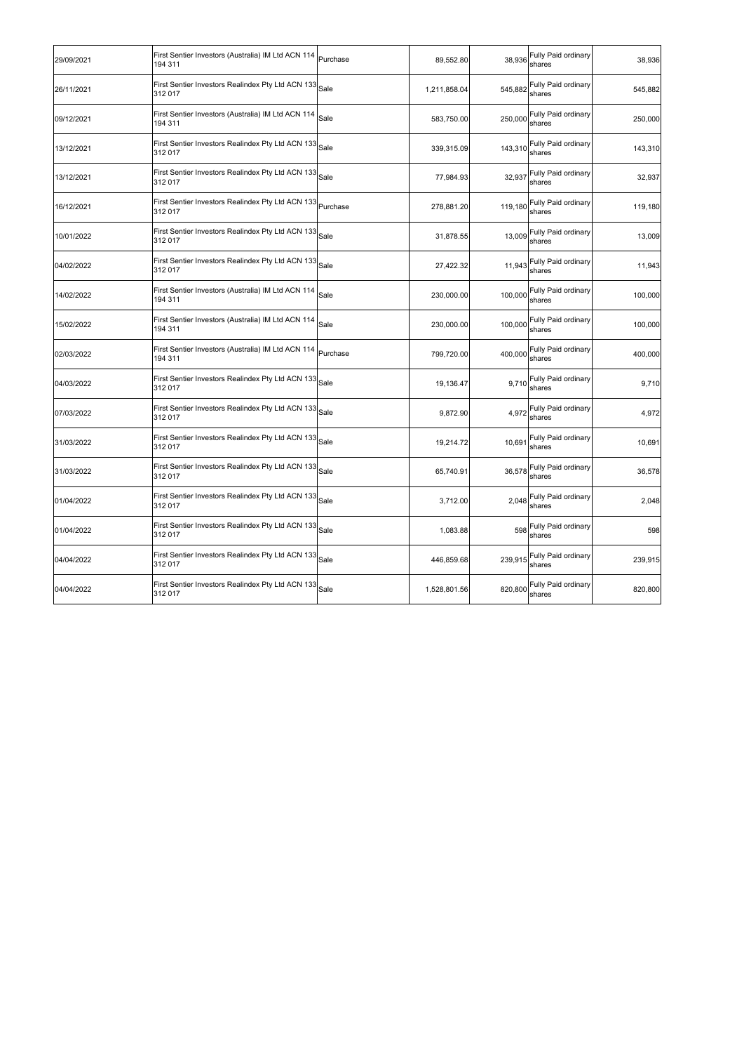| | | | | | | |
|---|---|---|---|---|---|---|
| 29/09/2021 | First Sentier Investors (Australia) IM Ltd ACN 114 194 311 | Purchase | 89,552.80 | 38,936 | Fully Paid ordinary shares | 38,936 |
| 26/11/2021 | First Sentier Investors Realindex Pty Ltd ACN 133 312 017 | Sale | 1,211,858.04 | 545,882 | Fully Paid ordinary shares | 545,882 |
| 09/12/2021 | First Sentier Investors (Australia) IM Ltd ACN 114 194 311 | Sale | 583,750.00 | 250,000 | Fully Paid ordinary shares | 250,000 |
| 13/12/2021 | First Sentier Investors Realindex Pty Ltd ACN 133 312 017 | Sale | 339,315.09 | 143,310 | Fully Paid ordinary shares | 143,310 |
| 13/12/2021 | First Sentier Investors Realindex Pty Ltd ACN 133 312 017 | Sale | 77,984.93 | 32,937 | Fully Paid ordinary shares | 32,937 |
| 16/12/2021 | First Sentier Investors Realindex Pty Ltd ACN 133 312 017 | Purchase | 278,881.20 | 119,180 | Fully Paid ordinary shares | 119,180 |
| 10/01/2022 | First Sentier Investors Realindex Pty Ltd ACN 133 312 017 | Sale | 31,878.55 | 13,009 | Fully Paid ordinary shares | 13,009 |
| 04/02/2022 | First Sentier Investors Realindex Pty Ltd ACN 133 312 017 | Sale | 27,422.32 | 11,943 | Fully Paid ordinary shares | 11,943 |
| 14/02/2022 | First Sentier Investors (Australia) IM Ltd ACN 114 194 311 | Sale | 230,000.00 | 100,000 | Fully Paid ordinary shares | 100,000 |
| 15/02/2022 | First Sentier Investors (Australia) IM Ltd ACN 114 194 311 | Sale | 230,000.00 | 100,000 | Fully Paid ordinary shares | 100,000 |
| 02/03/2022 | First Sentier Investors (Australia) IM Ltd ACN 114 194 311 | Purchase | 799,720.00 | 400,000 | Fully Paid ordinary shares | 400,000 |
| 04/03/2022 | First Sentier Investors Realindex Pty Ltd ACN 133 312 017 | Sale | 19,136.47 | 9,710 | Fully Paid ordinary shares | 9,710 |
| 07/03/2022 | First Sentier Investors Realindex Pty Ltd ACN 133 312 017 | Sale | 9,872.90 | 4,972 | Fully Paid ordinary shares | 4,972 |
| 31/03/2022 | First Sentier Investors Realindex Pty Ltd ACN 133 312 017 | Sale | 19,214.72 | 10,691 | Fully Paid ordinary shares | 10,691 |
| 31/03/2022 | First Sentier Investors Realindex Pty Ltd ACN 133 312 017 | Sale | 65,740.91 | 36,578 | Fully Paid ordinary shares | 36,578 |
| 01/04/2022 | First Sentier Investors Realindex Pty Ltd ACN 133 312 017 | Sale | 3,712.00 | 2,048 | Fully Paid ordinary shares | 2,048 |
| 01/04/2022 | First Sentier Investors Realindex Pty Ltd ACN 133 312 017 | Sale | 1,083.88 | 598 | Fully Paid ordinary shares | 598 |
| 04/04/2022 | First Sentier Investors Realindex Pty Ltd ACN 133 312 017 | Sale | 446,859.68 | 239,915 | Fully Paid ordinary shares | 239,915 |
| 04/04/2022 | First Sentier Investors Realindex Pty Ltd ACN 133 312 017 | Sale | 1,528,801.56 | 820,800 | Fully Paid ordinary shares | 820,800 |